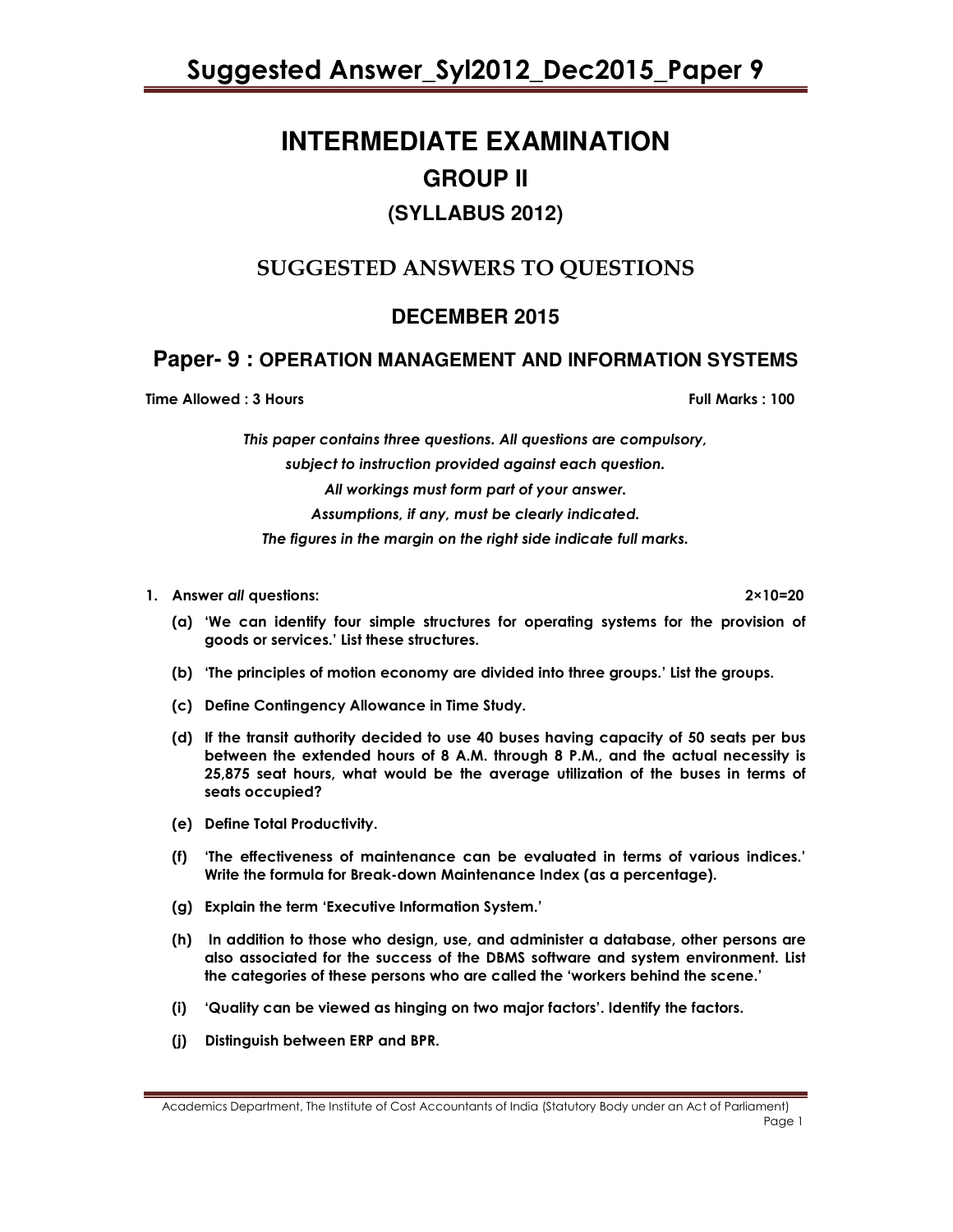# INTERMEDIATE EXAMINATION

## GROUP II

### (SYLLABUS 2012)

## SUGGESTED ANSWERS TO QUESTIONS

## DECEMBER 2015

## Paper- 9 : OPERATION MANAGEMENT AND INFORMATION SYSTEMS

**Time Allowed : 3 Hours** **Full Marks : 100**

*This paper contains three questions. All questions are compulsory, subject to instruction provided against each question.*
*All workings must form part of your answer.*
*Assumptions, if any, must be clearly indicated.*
*The figures in the margin on the right side indicate full marks.*

**1. Answer *all* questions:** **2×10=20**

**(a) 'We can identify four simple structures for operating systems for the provision of goods or services.' List these structures.**

**(b) 'The principles of motion economy are divided into three groups.' List the groups.**

**(c) Define Contingency Allowance in Time Study.**

**(d) If the transit authority decided to use 40 buses having capacity of 50 seats per bus between the extended hours of 8 A.M. through 8 P.M., and the actual necessity is 25,875 seat hours, what would be the average utilization of the buses in terms of seats occupied?**

**(e) Define Total Productivity.**

**(f) 'The effectiveness of maintenance can be evaluated in terms of various indices.' Write the formula for Break-down Maintenance Index (as a percentage).**

**(g) Explain the term 'Executive Information System.'**

**(h) In addition to those who design, use, and administer a database, other persons are also associated for the success of the DBMS software and system environment. List the categories of these persons who are called the 'workers behind the scene.'**

**(i) 'Quality can be viewed as hinging on two major factors'. Identify the factors.**

**(j) Distinguish between ERP and BPR.**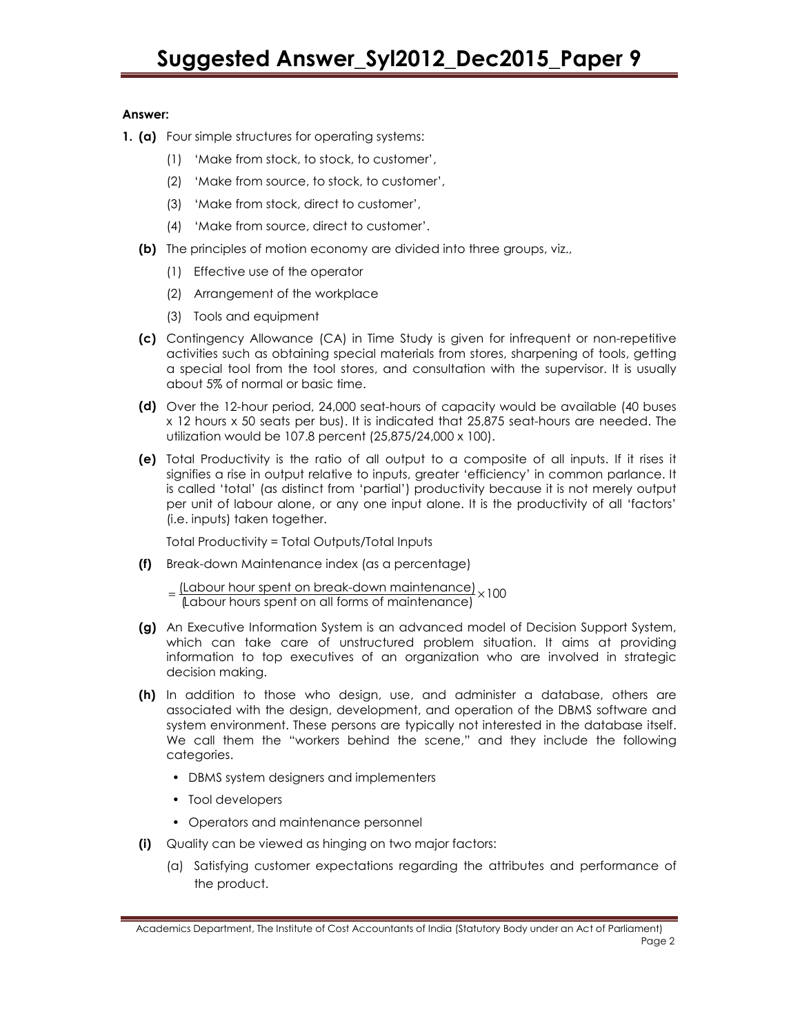**Answer:**

**1. (a)** Four simple structures for operating systems:

(1) 'Make from stock, to stock, to customer',

(2) 'Make from source, to stock, to customer',

(3) 'Make from stock, direct to customer',

(4) 'Make from source, direct to customer'.

**(b)** The principles of motion economy are divided into three groups, viz.,

(1) Effective use of the operator

(2) Arrangement of the workplace

(3) Tools and equipment

**(c)** Contingency Allowance (CA) in Time Study is given for infrequent or non-repetitive activities such as obtaining special materials from stores, sharpening of tools, getting a special tool from the tool stores, and consultation with the supervisor. It is usually about 5% of normal or basic time.

**(d)** Over the 12-hour period, 24,000 seat-hours of capacity would be available (40 buses x 12 hours x 50 seats per bus). It is indicated that 25,875 seat-hours are needed. The utilization would be 107.8 percent (25,875/24,000 x 100).

**(e)** Total Productivity is the ratio of all output to a composite of all inputs. If it rises it signifies a rise in output relative to inputs, greater 'efficiency' in common parlance. It is called 'total' (as distinct from 'partial') productivity because it is not merely output per unit of labour alone, or any one input alone. It is the productivity of all 'factors' (i.e. inputs) taken together.

Total Productivity = Total Outputs/Total Inputs

**(f)** Break-down Maintenance index (as a percentage)

$$= \frac{\text{(Labour hour spent on break-down maintenance)}}{\text{(Labour hours spent on all forms of maintenance)}} \times 100$$

**(g)** An Executive Information System is an advanced model of Decision Support System, which can take care of unstructured problem situation. It aims at providing information to top executives of an organization who are involved in strategic decision making.

**(h)** In addition to those who design, use, and administer a database, others are associated with the design, development, and operation of the DBMS software and system environment. These persons are typically not interested in the database itself. We call them the "workers behind the scene," and they include the following categories.

- DBMS system designers and implementers
- Tool developers
- Operators and maintenance personnel

**(i)** Quality can be viewed as hinging on two major factors:

(a) Satisfying customer expectations regarding the attributes and performance of the product.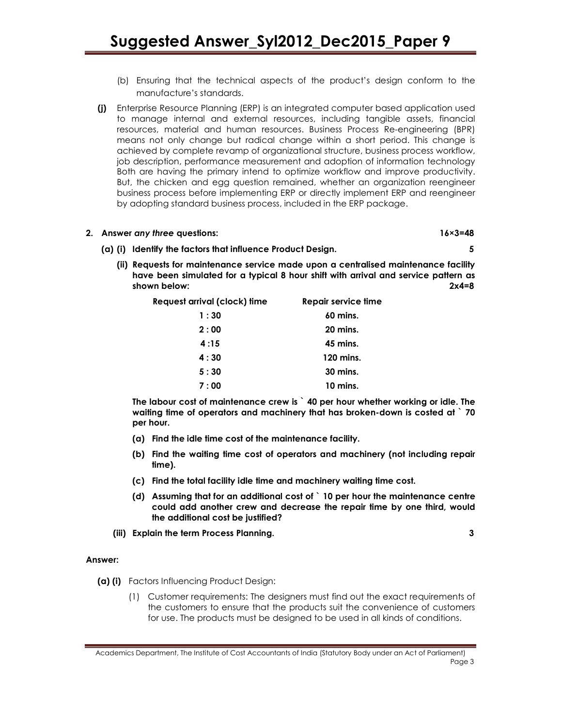(b) Ensuring that the technical aspects of the product's design conform to the manufacture's standards.

**(j)** Enterprise Resource Planning (ERP) is an integrated computer based application used to manage internal and external resources, including tangible assets, financial resources, material and human resources. Business Process Re-engineering (BPR) means not only change but radical change within a short period. This change is achieved by complete revamp of organizational structure, business process workflow, job description, performance measurement and adoption of information technology Both are having the primary intend to optimize workflow and improve productivity. But, the chicken and egg question remained, whether an organization reengineer business process before implementing ERP or directly implement ERP and reengineer by adopting standard business process, included in the ERP package.

**2. Answer *any three* questions: 16×3=48**

**(a) (i) Identify the factors that influence Product Design. 5**

**(ii) Requests for maintenance service made upon a centralised maintenance facility have been simulated for a typical 8 hour shift with arrival and service pattern as shown below: 2x4=8**

| Request arrival (clock) time | Repair service time |
|---|---|
| 1 : 30 | 60 mins. |
| 2 : 00 | 20 mins. |
| 4 :15 | 45 mins. |
| 4 : 30 | 120 mins. |
| 5 : 30 | 30 mins. |
| 7 : 00 | 10 mins. |

**The labour cost of maintenance crew is ` 40 per hour whether working or idle. The waiting time of operators and machinery that has broken-down is costed at ` 70 per hour.**

**(a) Find the idle time cost of the maintenance facility.**

**(b) Find the waiting time cost of operators and machinery (not including repair time).**

**(c) Find the total facility idle time and machinery waiting time cost.**

**(d) Assuming that for an additional cost of ` 10 per hour the maintenance centre could add another crew and decrease the repair time by one third, would the additional cost be justified?**

**(iii) Explain the term Process Planning. 3**

**Answer:**

**(a) (i)** Factors Influencing Product Design:

(1) Customer requirements: The designers must find out the exact requirements of the customers to ensure that the products suit the convenience of customers for use. The products must be designed to be used in all kinds of conditions.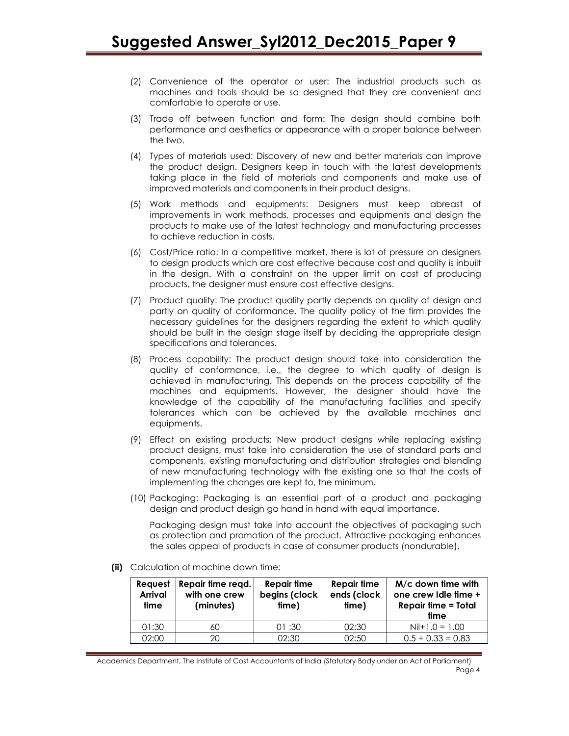(2) Convenience of the operator or user: The industrial products such as machines and tools should be so designed that they are convenient and comfortable to operate or use.

(3) Trade off between function and form: The design should combine both performance and aesthetics or appearance with a proper balance between the two.

(4) Types of materials used: Discovery of new and better materials can improve the product design. Designers keep in touch with the latest developments taking place in the field of materials and components and make use of improved materials and components in their product designs.

(5) Work methods and equipments: Designers must keep abreast of improvements in work methods, processes and equipments and design the products to make use of the latest technology and manufacturing processes to achieve reduction in costs.

(6) Cost/Price ratio: In a competitive market, there is lot of pressure on designers to design products which are cost effective because cost and quality is inbuilt in the design. With a constraint on the upper limit on cost of producing products, the designer must ensure cost effective designs.

(7) Product quality: The product quality partly depends on quality of design and partly on quality of conformance. The quality policy of the firm provides the necessary guidelines for the designers regarding the extent to which quality should be built in the design stage itself by deciding the appropriate design specifications and tolerances.

(8) Process capability: The product design should take into consideration the quality of conformance, i.e., the degree to which quality of design is achieved in manufacturing. This depends on the process capability of the machines and equipments. However, the designer should have the knowledge of the capability of the manufacturing facilities and specify tolerances which can be achieved by the available machines and equipments.

(9) Effect on existing products: New product designs while replacing existing product designs, must take into consideration the use of standard parts and components, existing manufacturing and distribution strategies and blending of new manufacturing technology with the existing one so that the costs of implementing the changes are kept to, the minimum.

(10) Packaging: Packaging is an essential part of a product and packaging design and product design go hand in hand with equal importance.

Packaging design must take into account the objectives of packaging such as protection and promotion of the product. Attractive packaging enhances the sales appeal of products in case of consumer products (nondurable).

**(ii)** Calculation of machine down time:

| Request Arrival time | Repair time reqd. with one crew (minutes) | Repair time begins (clock time) | Repair time ends (clock time) | M/c down time with one crew Idle time + Repair time = Total time |
|---|---|---|---|---|
| 01:30 | 60 | 01 :30 | 02:30 | Nil+1.0 = 1.00 |
| 02:00 | 20 | 02:30 | 02:50 | 0.5 + 0.33 = 0.83 |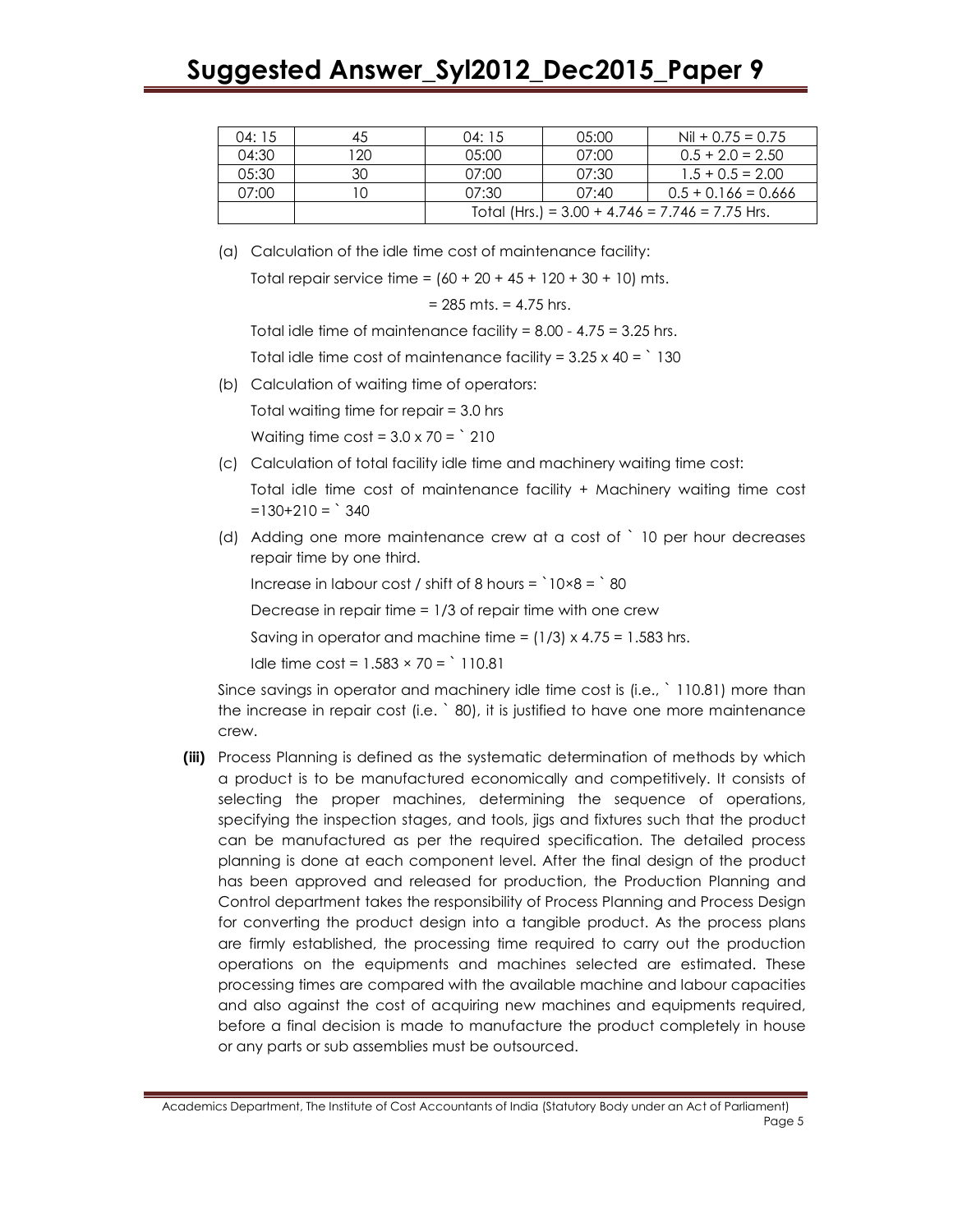| 04: 15 | 45 | 04: 15 | 05:00 | Nil + 0.75 = 0.75 |
|---|---|---|---|---|
| 04:30 | 120 | 05:00 | 07:00 | 0.5 + 2.0 = 2.50 |
| 05:30 | 30 | 07:00 | 07:30 | 1.5 + 0.5 = 2.00 |
| 07:00 | 10 | 07:30 | 07:40 | 0.5 + 0.166 = 0.666 |
| | | Total (Hrs.) = 3.00 + 4.746 = 7.746 = 7.75 Hrs. | | |

(a) Calculation of the idle time cost of maintenance facility:

Total repair service time = (60 + 20 + 45 + 120 + 30 + 10) mts.

= 285 mts. = 4.75 hrs.

Total idle time of maintenance facility = 8.00 - 4.75 = 3.25 hrs.

Total idle time cost of maintenance facility = 3.25 x 40 = ` 130

(b) Calculation of waiting time of operators:

Total waiting time for repair = 3.0 hrs

Waiting time cost = 3.0 x 70 = ` 210

(c) Calculation of total facility idle time and machinery waiting time cost:

Total idle time cost of maintenance facility + Machinery waiting time cost =130+210 = ` 340

(d) Adding one more maintenance crew at a cost of ` 10 per hour decreases repair time by one third.

Increase in labour cost / shift of 8 hours = `10×8 = ` 80

Decrease in repair time = 1/3 of repair time with one crew

Saving in operator and machine time = (1/3) x 4.75 = 1.583 hrs.

Idle time cost = 1.583 × 70 = ` 110.81

Since savings in operator and machinery idle time cost is (i.e., ` 110.81) more than the increase in repair cost (i.e. ` 80), it is justified to have one more maintenance crew.

**(iii)** Process Planning is defined as the systematic determination of methods by which a product is to be manufactured economically and competitively. It consists of selecting the proper machines, determining the sequence of operations, specifying the inspection stages, and tools, jigs and fixtures such that the product can be manufactured as per the required specification. The detailed process planning is done at each component level. After the final design of the product has been approved and released for production, the Production Planning and Control department takes the responsibility of Process Planning and Process Design for converting the product design into a tangible product. As the process plans are firmly established, the processing time required to carry out the production operations on the equipments and machines selected are estimated. These processing times are compared with the available machine and labour capacities and also against the cost of acquiring new machines and equipments required, before a final decision is made to manufacture the product completely in house or any parts or sub assemblies must be outsourced.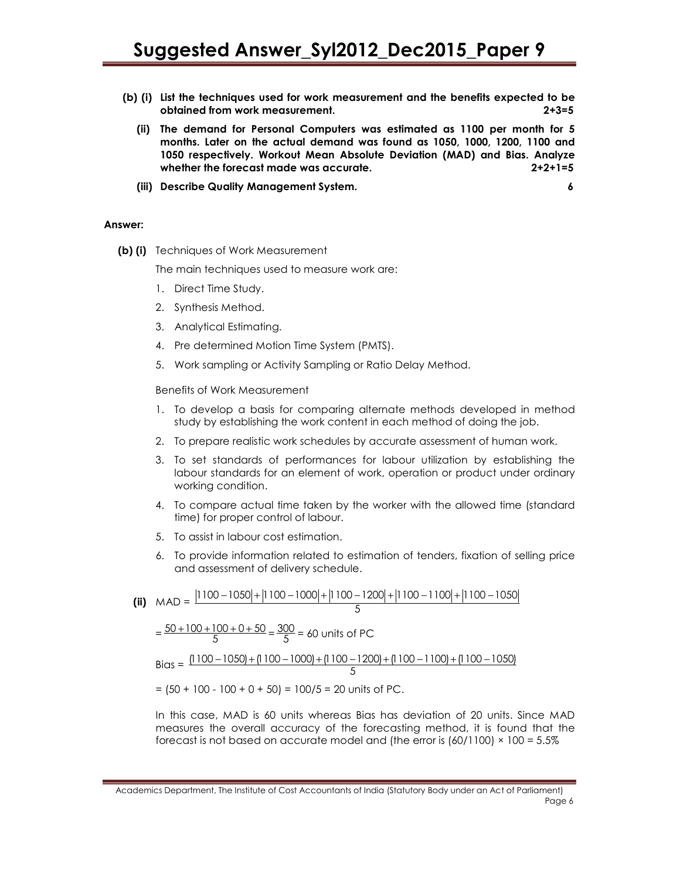**(b) (i) List the techniques used for work measurement and the benefits expected to be obtained from work measurement. 2+3=5**

**(ii) The demand for Personal Computers was estimated as 1100 per month for 5 months. Later on the actual demand was found as 1050, 1000, 1200, 1100 and 1050 respectively. Workout Mean Absolute Deviation (MAD) and Bias. Analyze whether the forecast made was accurate. 2+2+1=5**

**(iii) Describe Quality Management System. 6**

**Answer:**

**(b) (i)** Techniques of Work Measurement

The main techniques used to measure work are:

1. Direct Time Study.
2. Synthesis Method.
3. Analytical Estimating.
4. Pre determined Motion Time System (PMTS).
5. Work sampling or Activity Sampling or Ratio Delay Method.

Benefits of Work Measurement

1. To develop a basis for comparing alternate methods developed in method study by establishing the work content in each method of doing the job.
2. To prepare realistic work schedules by accurate assessment of human work.
3. To set standards of performances for labour utilization by establishing the labour standards for an element of work, operation or product under ordinary working condition.
4. To compare actual time taken by the worker with the allowed time (standard time) for proper control of labour.
5. To assist in labour cost estimation.
6. To provide information related to estimation of tenders, fixation of selling price and assessment of delivery schedule.

**(ii)** MAD = $\frac{|1100-1050|+|1100-1000|+|1100-1200|+|1100-1100|+|1100-1050|}{5}$

$= \frac{50+100+100+0+50}{5} = \frac{300}{5}$ = 60 units of PC

Bias = $\frac{(1100-1050)+(1100-1000)+(1100-1200)+(1100-1100)+(1100-1050)}{5}$

= (50 + 100 - 100 + 0 + 50) = 100/5 = 20 units of PC.

In this case, MAD is 60 units whereas Bias has deviation of 20 units. Since MAD measures the overall accuracy of the forecasting method, it is found that the forecast is not based on accurate model and (the error is (60/1100) × 100 = 5.5%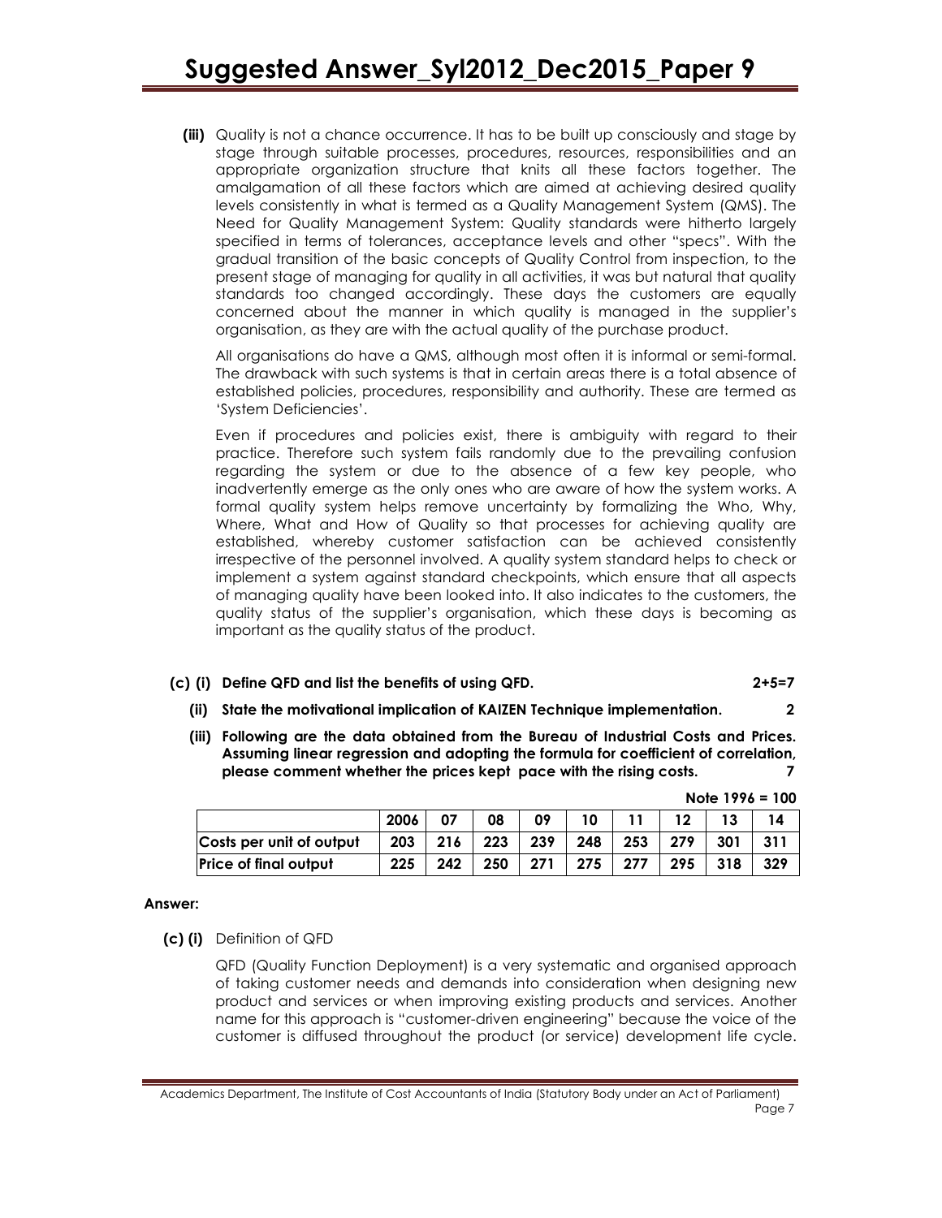**(iii)** Quality is not a chance occurrence. It has to be built up consciously and stage by stage through suitable processes, procedures, resources, responsibilities and an appropriate organization structure that knits all these factors together. The amalgamation of all these factors which are aimed at achieving desired quality levels consistently in what is termed as a Quality Management System (QMS). The Need for Quality Management System: Quality standards were hitherto largely specified in terms of tolerances, acceptance levels and other "specs". With the gradual transition of the basic concepts of Quality Control from inspection, to the present stage of managing for quality in all activities, it was but natural that quality standards too changed accordingly. These days the customers are equally concerned about the manner in which quality is managed in the supplier's organisation, as they are with the actual quality of the purchase product.

All organisations do have a QMS, although most often it is informal or semi-formal. The drawback with such systems is that in certain areas there is a total absence of established policies, procedures, responsibility and authority. These are termed as 'System Deficiencies'.

Even if procedures and policies exist, there is ambiguity with regard to their practice. Therefore such system fails randomly due to the prevailing confusion regarding the system or due to the absence of a few key people, who inadvertently emerge as the only ones who are aware of how the system works. A formal quality system helps remove uncertainty by formalizing the Who, Why, Where, What and How of Quality so that processes for achieving quality are established, whereby customer satisfaction can be achieved consistently irrespective of the personnel involved. A quality system standard helps to check or implement a system against standard checkpoints, which ensure that all aspects of managing quality have been looked into. It also indicates to the customers, the quality status of the supplier's organisation, which these days is becoming as important as the quality status of the product.

**(c) (i) Define QFD and list the benefits of using QFD. 2+5=7**

**(ii) State the motivational implication of KAIZEN Technique implementation. 2**

**(iii) Following are the data obtained from the Bureau of Industrial Costs and Prices. Assuming linear regression and adopting the formula for coefficient of correlation, please comment whether the prices kept pace with the rising costs. 7**

**Note 1996 = 100**

| | 2006 | 07 | 08 | 09 | 10 | 11 | 12 | 13 | 14 |
|---|---|---|---|---|---|---|---|---|---|
| **Costs per unit of output** | 203 | 216 | 223 | 239 | 248 | 253 | 279 | 301 | 311 |
| **Price of final output** | 225 | 242 | 250 | 271 | 275 | 277 | 295 | 318 | 329 |

**Answer:**

**(c) (i)** Definition of QFD

QFD (Quality Function Deployment) is a very systematic and organised approach of taking customer needs and demands into consideration when designing new product and services or when improving existing products and services. Another name for this approach is "customer-driven engineering" because the voice of the customer is diffused throughout the product (or service) development life cycle.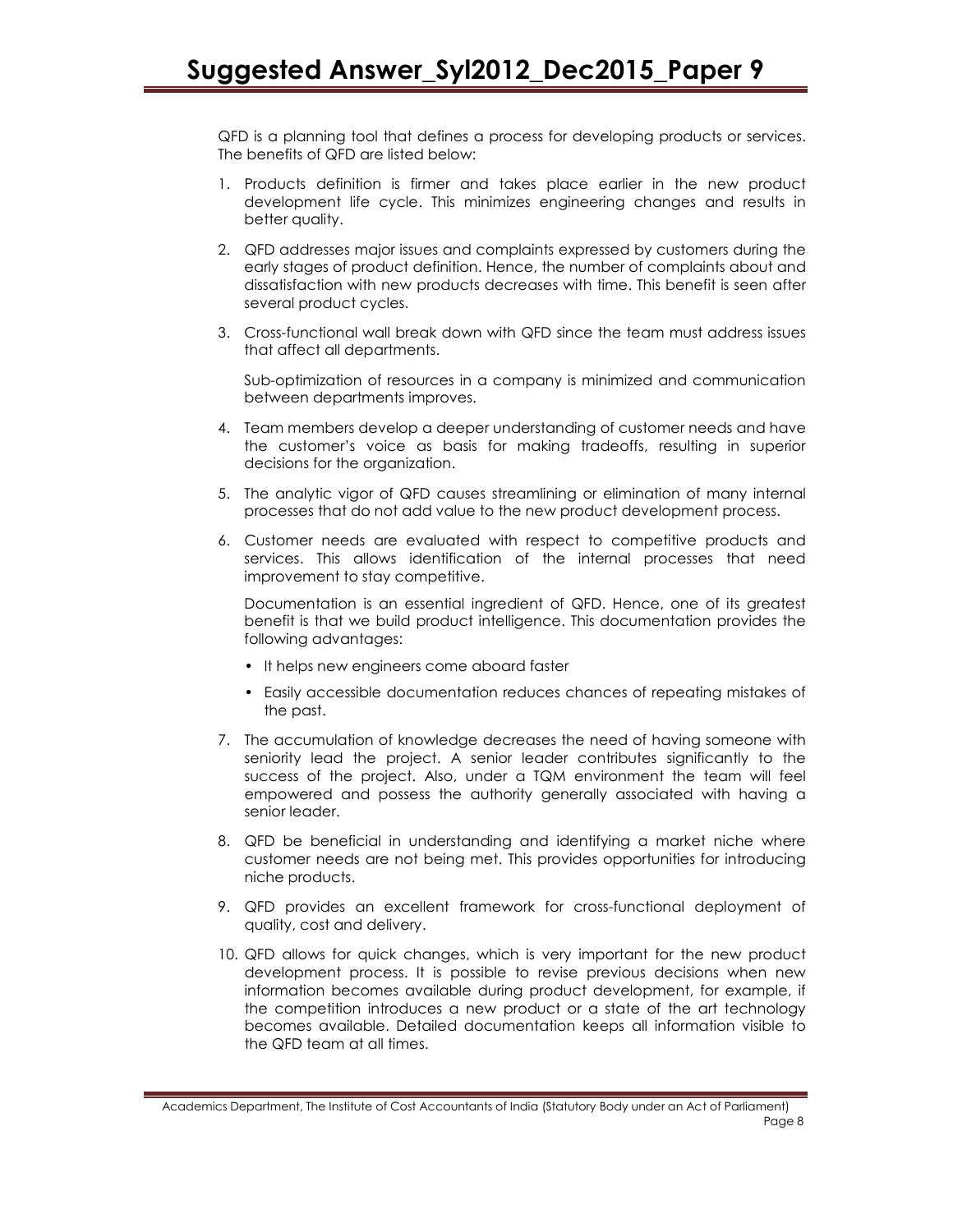QFD is a planning tool that defines a process for developing products or services. The benefits of QFD are listed below:

1. Products definition is firmer and takes place earlier in the new product development life cycle. This minimizes engineering changes and results in better quality.

2. QFD addresses major issues and complaints expressed by customers during the early stages of product definition. Hence, the number of complaints about and dissatisfaction with new products decreases with time. This benefit is seen after several product cycles.

3. Cross-functional wall break down with QFD since the team must address issues that affect all departments.

   Sub-optimization of resources in a company is minimized and communication between departments improves.

4. Team members develop a deeper understanding of customer needs and have the customer's voice as basis for making tradeoffs, resulting in superior decisions for the organization.

5. The analytic vigor of QFD causes streamlining or elimination of many internal processes that do not add value to the new product development process.

6. Customer needs are evaluated with respect to competitive products and services. This allows identification of the internal processes that need improvement to stay competitive.

   Documentation is an essential ingredient of QFD. Hence, one of its greatest benefit is that we build product intelligence. This documentation provides the following advantages:

   - It helps new engineers come aboard faster
   - Easily accessible documentation reduces chances of repeating mistakes of the past.

7. The accumulation of knowledge decreases the need of having someone with seniority lead the project. A senior leader contributes significantly to the success of the project. Also, under a TQM environment the team will feel empowered and possess the authority generally associated with having a senior leader.

8. QFD be beneficial in understanding and identifying a market niche where customer needs are not being met. This provides opportunities for introducing niche products.

9. QFD provides an excellent framework for cross-functional deployment of quality, cost and delivery.

10. QFD allows for quick changes, which is very important for the new product development process. It is possible to revise previous decisions when new information becomes available during product development, for example, if the competition introduces a new product or a state of the art technology becomes available. Detailed documentation keeps all information visible to the QFD team at all times.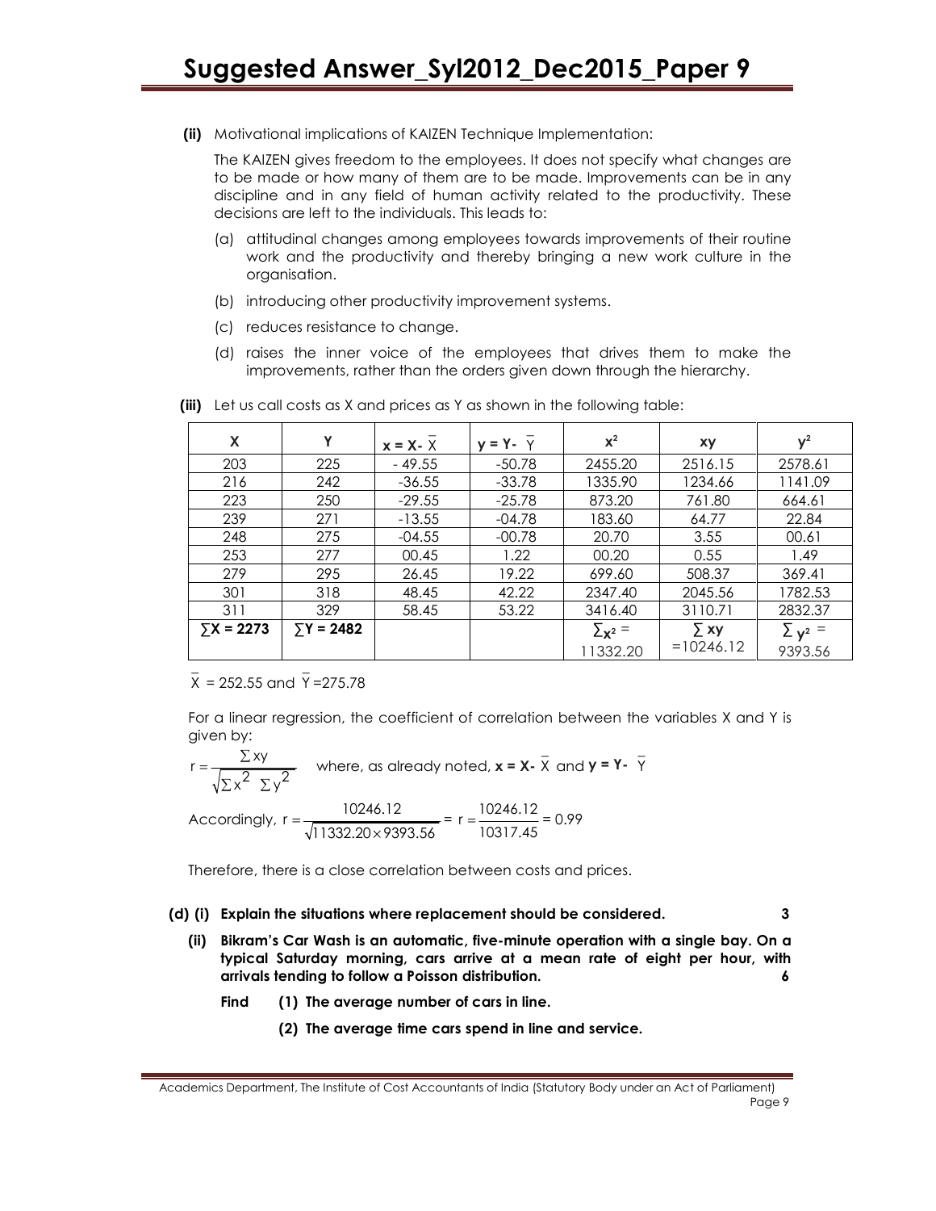**(ii)** Motivational implications of KAIZEN Technique Implementation:

The KAIZEN gives freedom to the employees. It does not specify what changes are to be made or how many of them are to be made. Improvements can be in any discipline and in any field of human activity related to the productivity. These decisions are left to the individuals. This leads to:

(a) attitudinal changes among employees towards improvements of their routine work and the productivity and thereby bringing a new work culture in the organisation.

(b) introducing other productivity improvement systems.

(c) reduces resistance to change.

(d) raises the inner voice of the employees that drives them to make the improvements, rather than the orders given down through the hierarchy.

**(iii)** Let us call costs as X and prices as Y as shown in the following table:

| X | Y | $x = X - \bar{X}$ | $y = Y - \bar{Y}$ | $x^2$ | xy | $y^2$ |
|---|---|---|---|---|---|---|
| 203 | 225 | - 49.55 | -50.78 | 2455.20 | 2516.15 | 2578.61 |
| 216 | 242 | -36.55 | -33.78 | 1335.90 | 1234.66 | 1141.09 |
| 223 | 250 | -29.55 | -25.78 | 873.20 | 761.80 | 664.61 |
| 239 | 271 | -13.55 | -04.78 | 183.60 | 64.77 | 22.84 |
| 248 | 275 | -04.55 | -00.78 | 20.70 | 3.55 | 00.61 |
| 253 | 277 | 00.45 | 1.22 | 00.20 | 0.55 | 1.49 |
| 279 | 295 | 26.45 | 19.22 | 699.60 | 508.37 | 369.41 |
| 301 | 318 | 48.45 | 42.22 | 2347.40 | 2045.56 | 1782.53 |
| 311 | 329 | 58.45 | 53.22 | 3416.40 | 3110.71 | 2832.37 |
| $\sum X = 2273$ | $\sum Y = 2482$ | | | $\sum x^2 =$ 11332.20 | $\sum xy$ =10246.12 | $\sum y^2 =$ 9393.56 |

$\bar{X} = 252.55$ and $\bar{Y} = 275.78$

For a linear regression, the coefficient of correlation between the variables X and Y is given by:

$$r = \frac{\sum xy}{\sqrt{\sum x^2 \ \sum y^2}}$$ where, as already noted, $x = X - \bar{X}$ and $y = Y - \bar{Y}$

Accordingly, $r = \frac{10246.12}{\sqrt{11332.20 \times 9393.56}} = r = \frac{10246.12}{10317.45} = 0.99$

Therefore, there is a close correlation between costs and prices.

**(d) (i) Explain the situations where replacement should be considered. 3**

**(ii) Bikram's Car Wash is an automatic, five-minute operation with a single bay. On a typical Saturday morning, cars arrive at a mean rate of eight per hour, with arrivals tending to follow a Poisson distribution. 6**

**Find (1) The average number of cars in line.**

**(2) The average time cars spend in line and service.**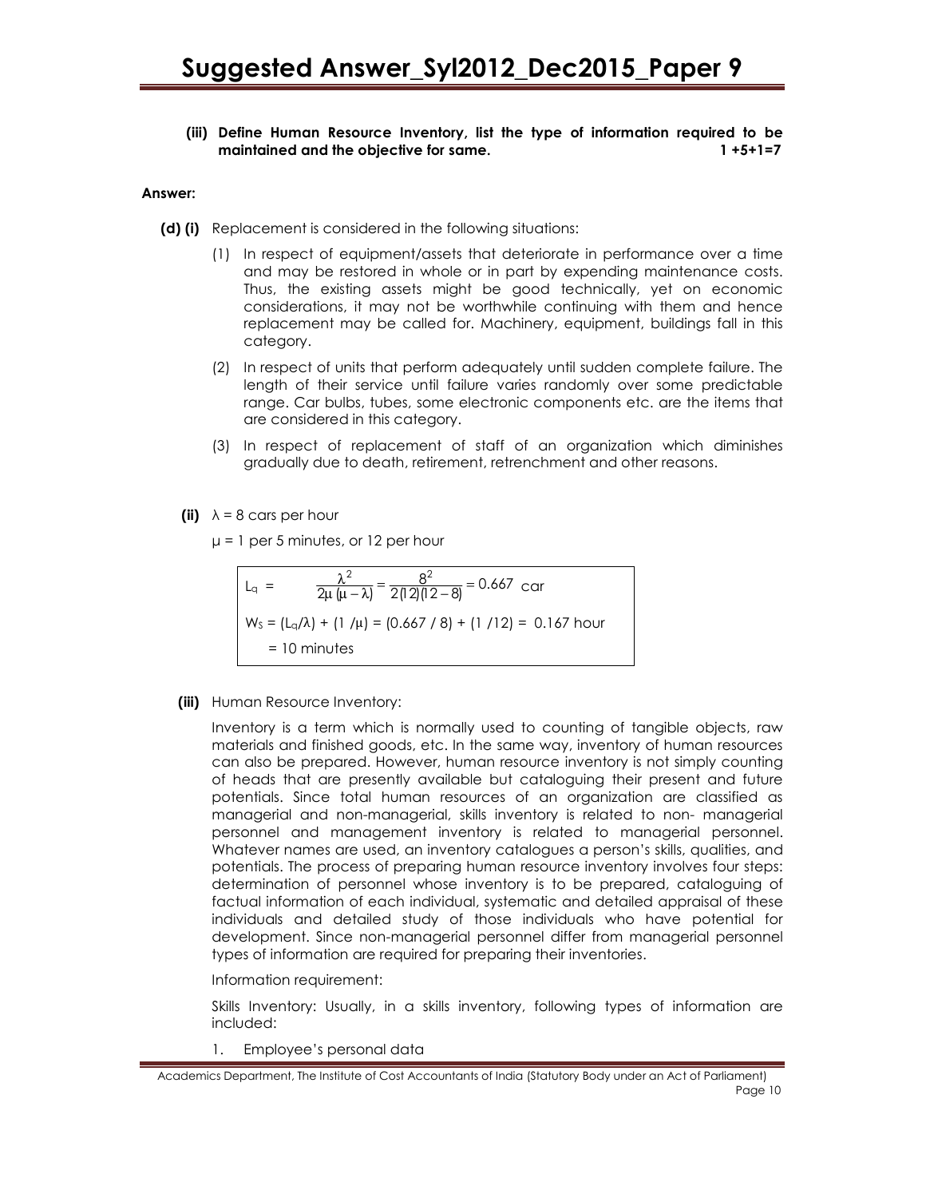**(iii) Define Human Resource Inventory, list the type of information required to be maintained and the objective for same. 1 +5+1=7**

**Answer:**

**(d) (i)** Replacement is considered in the following situations:

(1) In respect of equipment/assets that deteriorate in performance over a time and may be restored in whole or in part by expending maintenance costs. Thus, the existing assets might be good technically, yet on economic considerations, it may not be worthwhile continuing with them and hence replacement may be called for. Machinery, equipment, buildings fall in this category.

(2) In respect of units that perform adequately until sudden complete failure. The length of their service until failure varies randomly over some predictable range. Car bulbs, tubes, some electronic components etc. are the items that are considered in this category.

(3) In respect of replacement of staff of an organization which diminishes gradually due to death, retirement, retrenchment and other reasons.

**(ii)** $\lambda$ = 8 cars per hour

$\mu$ = 1 per 5 minutes, or 12 per hour

$$L_q = \frac{\lambda^2}{2\mu(\mu-\lambda)} = \frac{8^2}{2(12)(12-8)} = 0.667 \text{ car}$$

$$W_S = (L_q/\lambda) + (1/\mu) = (0.667 / 8) + (1/12) = 0.167 \text{ hour}$$

$$= 10 \text{ minutes}$$

**(iii)** Human Resource Inventory:

Inventory is a term which is normally used to counting of tangible objects, raw materials and finished goods, etc. In the same way, inventory of human resources can also be prepared. However, human resource inventory is not simply counting of heads that are presently available but cataloguing their present and future potentials. Since total human resources of an organization are classified as managerial and non-managerial, skills inventory is related to non- managerial personnel and management inventory is related to managerial personnel. Whatever names are used, an inventory catalogues a person's skills, qualities, and potentials. The process of preparing human resource inventory involves four steps: determination of personnel whose inventory is to be prepared, cataloguing of factual information of each individual, systematic and detailed appraisal of these individuals and detailed study of those individuals who have potential for development. Since non-managerial personnel differ from managerial personnel types of information are required for preparing their inventories.

Information requirement:

Skills Inventory: Usually, in a skills inventory, following types of information are included:

1. Employee's personal data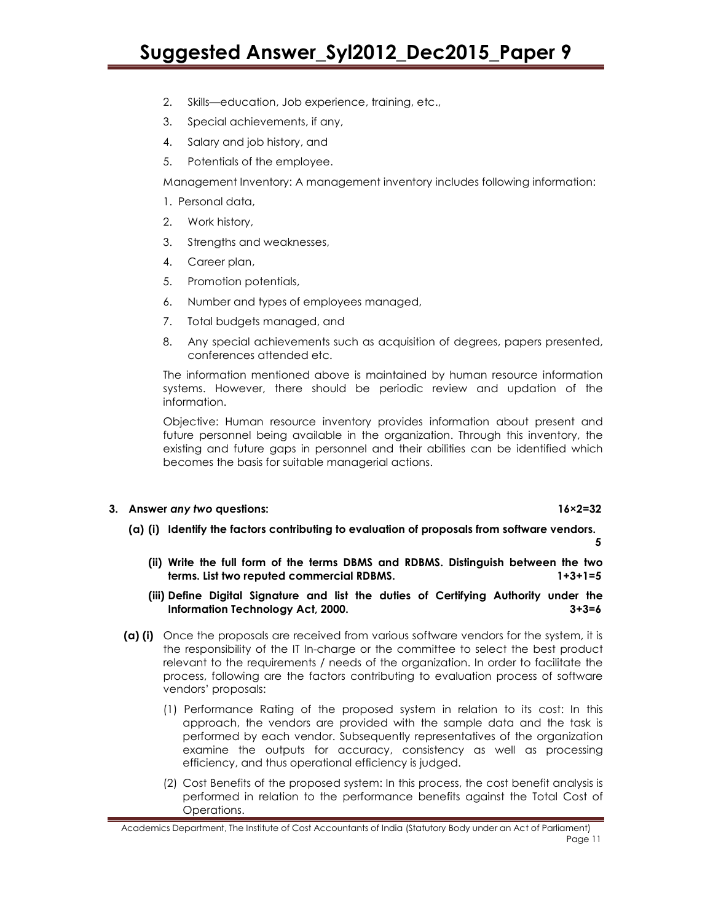2. Skills—education, Job experience, training, etc.,
3. Special achievements, if any,
4. Salary and job history, and
5. Potentials of the employee.

Management Inventory: A management inventory includes following information:

1. Personal data,
2. Work history,
3. Strengths and weaknesses,
4. Career plan,
5. Promotion potentials,
6. Number and types of employees managed,
7. Total budgets managed, and
8. Any special achievements such as acquisition of degrees, papers presented, conferences attended etc.

The information mentioned above is maintained by human resource information systems. However, there should be periodic review and updation of the information.

Objective: Human resource inventory provides information about present and future personnel being available in the organization. Through this inventory, the existing and future gaps in personnel and their abilities can be identified which becomes the basis for suitable managerial actions.

**3. Answer *any two* questions: 16×2=32**

**(a) (i) Identify the factors contributing to evaluation of proposals from software vendors. 5**

**(ii) Write the full form of the terms DBMS and RDBMS. Distinguish between the two terms. List two reputed commercial RDBMS. 1+3+1=5**

**(iii) Define Digital Signature and list the duties of Certifying Authority under the Information Technology Act, 2000. 3+3=6**

**(a) (i)** Once the proposals are received from various software vendors for the system, it is the responsibility of the IT In-charge or the committee to select the best product relevant to the requirements / needs of the organization. In order to facilitate the process, following are the factors contributing to evaluation process of software vendors' proposals:

(1) Performance Rating of the proposed system in relation to its cost: In this approach, the vendors are provided with the sample data and the task is performed by each vendor. Subsequently representatives of the organization examine the outputs for accuracy, consistency as well as processing efficiency, and thus operational efficiency is judged.

(2) Cost Benefits of the proposed system: In this process, the cost benefit analysis is performed in relation to the performance benefits against the Total Cost of Operations.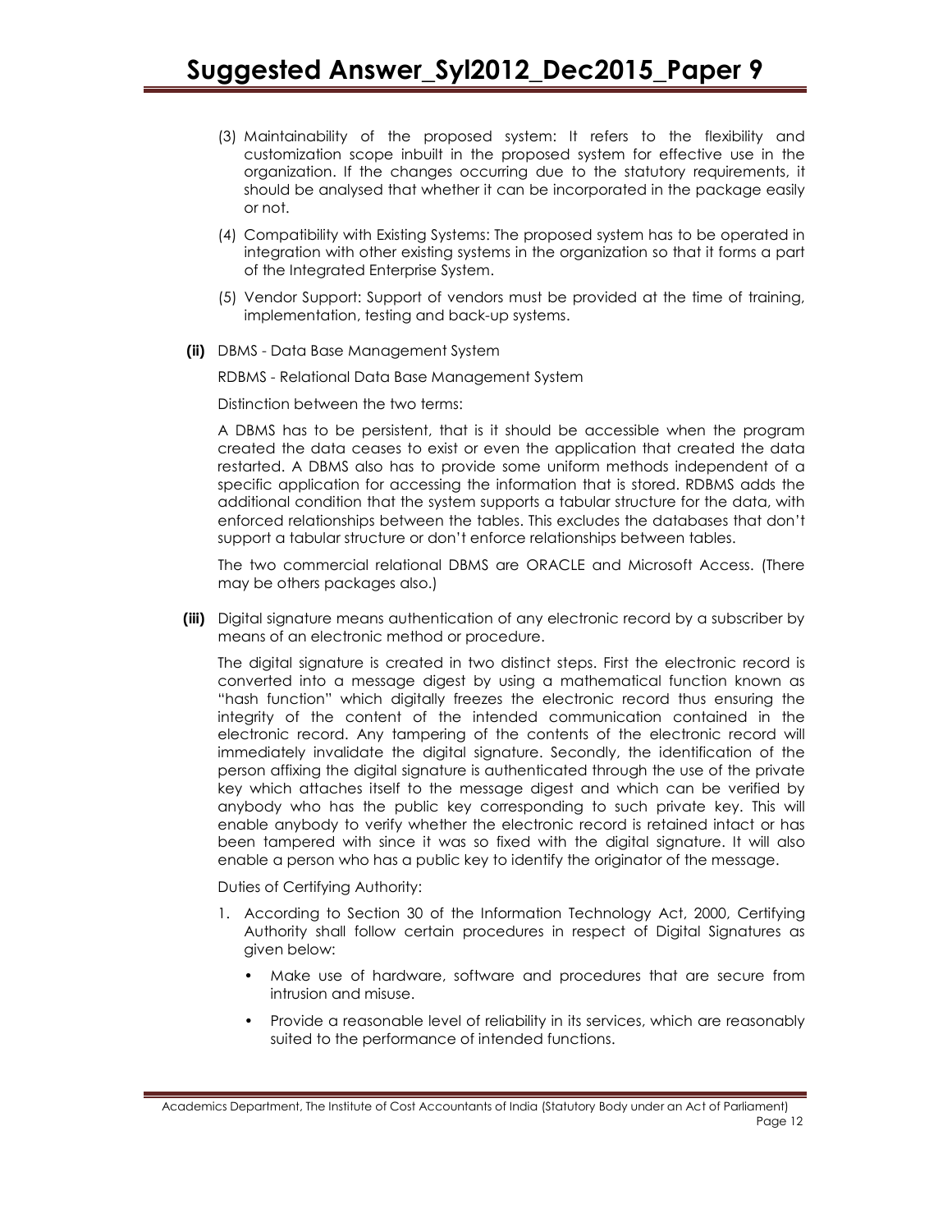(3) Maintainability of the proposed system: It refers to the flexibility and customization scope inbuilt in the proposed system for effective use in the organization. If the changes occurring due to the statutory requirements, it should be analysed that whether it can be incorporated in the package easily or not.

(4) Compatibility with Existing Systems: The proposed system has to be operated in integration with other existing systems in the organization so that it forms a part of the Integrated Enterprise System.

(5) Vendor Support: Support of vendors must be provided at the time of training, implementation, testing and back-up systems.

**(ii)** DBMS - Data Base Management System

RDBMS - Relational Data Base Management System

Distinction between the two terms:

A DBMS has to be persistent, that is it should be accessible when the program created the data ceases to exist or even the application that created the data restarted. A DBMS also has to provide some uniform methods independent of a specific application for accessing the information that is stored. RDBMS adds the additional condition that the system supports a tabular structure for the data, with enforced relationships between the tables. This excludes the databases that don't support a tabular structure or don't enforce relationships between tables.

The two commercial relational DBMS are ORACLE and Microsoft Access. (There may be others packages also.)

**(iii)** Digital signature means authentication of any electronic record by a subscriber by means of an electronic method or procedure.

The digital signature is created in two distinct steps. First the electronic record is converted into a message digest by using a mathematical function known as "hash function" which digitally freezes the electronic record thus ensuring the integrity of the content of the intended communication contained in the electronic record. Any tampering of the contents of the electronic record will immediately invalidate the digital signature. Secondly, the identification of the person affixing the digital signature is authenticated through the use of the private key which attaches itself to the message digest and which can be verified by anybody who has the public key corresponding to such private key. This will enable anybody to verify whether the electronic record is retained intact or has been tampered with since it was so fixed with the digital signature. It will also enable a person who has a public key to identify the originator of the message.

Duties of Certifying Authority:

1. According to Section 30 of the Information Technology Act, 2000, Certifying Authority shall follow certain procedures in respect of Digital Signatures as given below:
   - Make use of hardware, software and procedures that are secure from intrusion and misuse.
   - Provide a reasonable level of reliability in its services, which are reasonably suited to the performance of intended functions.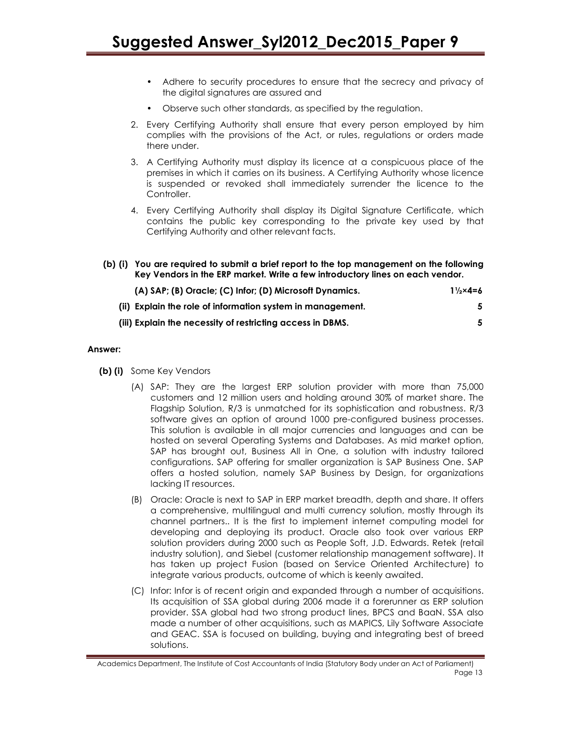- Adhere to security procedures to ensure that the secrecy and privacy of the digital signatures are assured and
- Observe such other standards, as specified by the regulation.

2. Every Certifying Authority shall ensure that every person employed by him complies with the provisions of the Act, or rules, regulations or orders made there under.

3. A Certifying Authority must display its licence at a conspicuous place of the premises in which it carries on its business. A Certifying Authority whose licence is suspended or revoked shall immediately surrender the licence to the Controller.

4. Every Certifying Authority shall display its Digital Signature Certificate, which contains the public key corresponding to the private key used by that Certifying Authority and other relevant facts.

**(b) (i) You are required to submit a brief report to the top management on the following Key Vendors in the ERP market. Write a few introductory lines on each vendor.**

**(A) SAP; (B) Oracle; (C) Infor; (D) Microsoft Dynamics. 1½×4=6**

**(ii) Explain the role of information system in management. 5**

**(iii) Explain the necessity of restricting access in DBMS. 5**

**Answer:**

**(b) (i)** Some Key Vendors

(A) SAP: They are the largest ERP solution provider with more than 75,000 customers and 12 million users and holding around 30% of market share. The Flagship Solution, R/3 is unmatched for its sophistication and robustness. R/3 software gives an option of around 1000 pre-configured business processes. This solution is available in all major currencies and languages and can be hosted on several Operating Systems and Databases. As mid market option, SAP has brought out, Business All in One, a solution with industry tailored configurations. SAP offering for smaller organization is SAP Business One. SAP offers a hosted solution, namely SAP Business by Design, for organizations lacking IT resources.

(B) Oracle: Oracle is next to SAP in ERP market breadth, depth and share. It offers a comprehensive, multilingual and multi currency solution, mostly through its channel partners.. It is the first to implement internet computing model for developing and deploying its product. Oracle also took over various ERP solution providers during 2000 such as People Soft, J.D. Edwards. Retek (retail industry solution), and Siebel (customer relationship management software). It has taken up project Fusion (based on Service Oriented Architecture) to integrate various products, outcome of which is keenly awaited.

(C) Infor: Infor is of recent origin and expanded through a number of acquisitions. Its acquisition of SSA global during 2006 made it a forerunner as ERP solution provider. SSA global had two strong product lines, BPCS and BaaN. SSA also made a number of other acquisitions, such as MAPICS, Lily Software Associate and GEAC. SSA is focused on building, buying and integrating best of breed solutions.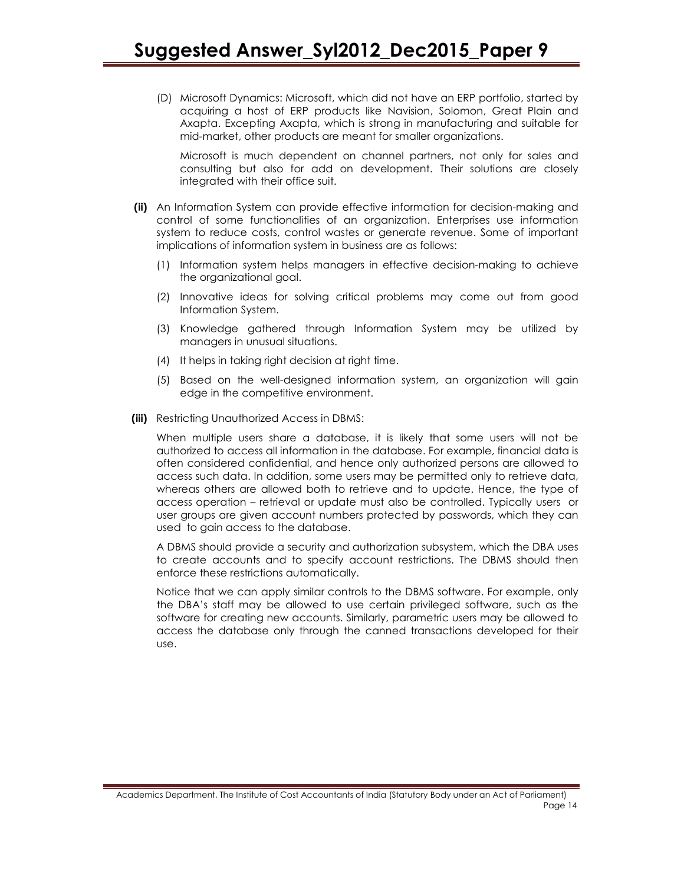(D) Microsoft Dynamics: Microsoft, which did not have an ERP portfolio, started by acquiring a host of ERP products like Navision, Solomon, Great Plain and Axapta. Excepting Axapta, which is strong in manufacturing and suitable for mid-market, other products are meant for smaller organizations.

Microsoft is much dependent on channel partners, not only for sales and consulting but also for add on development. Their solutions are closely integrated with their office suit.

**(ii)** An Information System can provide effective information for decision-making and control of some functionalities of an organization. Enterprises use information system to reduce costs, control wastes or generate revenue. Some of important implications of information system in business are as follows:

(1) Information system helps managers in effective decision-making to achieve the organizational goal.

(2) Innovative ideas for solving critical problems may come out from good Information System.

(3) Knowledge gathered through Information System may be utilized by managers in unusual situations.

(4) It helps in taking right decision at right time.

(5) Based on the well-designed information system, an organization will gain edge in the competitive environment.

**(iii)** Restricting Unauthorized Access in DBMS:

When multiple users share a database, it is likely that some users will not be authorized to access all information in the database. For example, financial data is often considered confidential, and hence only authorized persons are allowed to access such data. In addition, some users may be permitted only to retrieve data, whereas others are allowed both to retrieve and to update. Hence, the type of access operation – retrieval or update must also be controlled. Typically users or user groups are given account numbers protected by passwords, which they can used to gain access to the database.

A DBMS should provide a security and authorization subsystem, which the DBA uses to create accounts and to specify account restrictions. The DBMS should then enforce these restrictions automatically.

Notice that we can apply similar controls to the DBMS software. For example, only the DBA's staff may be allowed to use certain privileged software, such as the software for creating new accounts. Similarly, parametric users may be allowed to access the database only through the canned transactions developed for their use.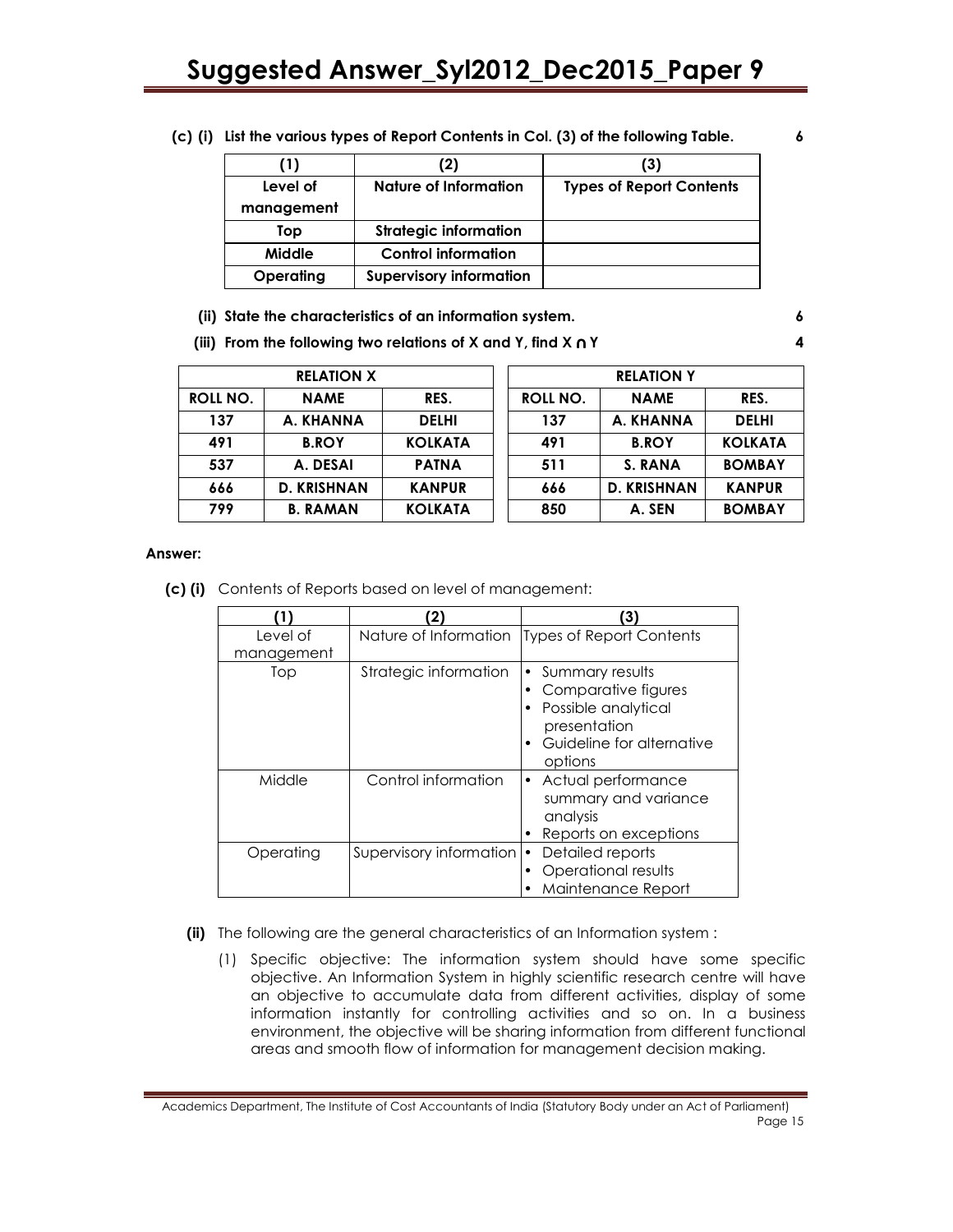**(c) (i) List the various types of Report Contents in Col. (3) of the following Table.** **6**

| (1) | (2) | (3) |
|---|---|---|
| **Level of management** | **Nature of Information** | **Types of Report Contents** |
| **Top** | **Strategic information** | |
| **Middle** | **Control information** | |
| **Operating** | **Supervisory information** | |

**(ii) State the characteristics of an information system.** **6**

**(iii) From the following two relations of X and Y, find X ∩ Y** **4**

| RELATION X | | |
|---|---|---|
| **ROLL NO.** | **NAME** | **RES.** |
| **137** | **A. KHANNA** | **DELHI** |
| **491** | **B.ROY** | **KOLKATA** |
| **537** | **A. DESAI** | **PATNA** |
| **666** | **D. KRISHNAN** | **KANPUR** |
| **799** | **B. RAMAN** | **KOLKATA** |

| RELATION Y | | |
|---|---|---|
| **ROLL NO.** | **NAME** | **RES.** |
| **137** | **A. KHANNA** | **DELHI** |
| **491** | **B.ROY** | **KOLKATA** |
| **511** | **S. RANA** | **BOMBAY** |
| **666** | **D. KRISHNAN** | **KANPUR** |
| **850** | **A. SEN** | **BOMBAY** |

**Answer:**

**(c) (i)** Contents of Reports based on level of management:

| (1) | (2) | (3) |
|---|---|---|
| Level of management | Nature of Information | Types of Report Contents |
| Top | Strategic information | • Summary results<br>• Comparative figures<br>• Possible analytical presentation<br>• Guideline for alternative options |
| Middle | Control information | • Actual performance summary and variance analysis<br>• Reports on exceptions |
| Operating | Supervisory information | • Detailed reports<br>• Operational results<br>• Maintenance Report |

**(ii)** The following are the general characteristics of an Information system :

(1) Specific objective: The information system should have some specific objective. An Information System in highly scientific research centre will have an objective to accumulate data from different activities, display of some information instantly for controlling activities and so on. In a business environment, the objective will be sharing information from different functional areas and smooth flow of information for management decision making.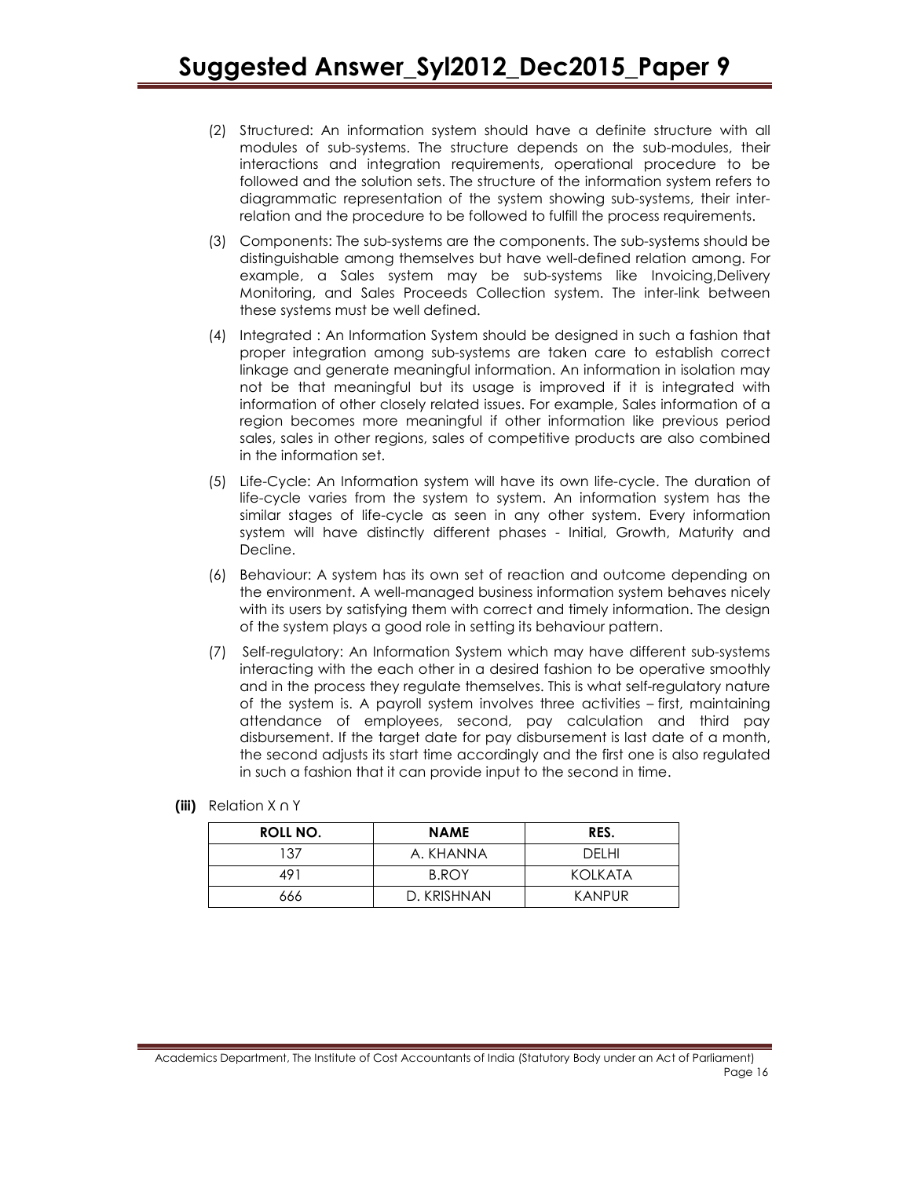(2) Structured: An information system should have a definite structure with all modules of sub-systems. The structure depends on the sub-modules, their interactions and integration requirements, operational procedure to be followed and the solution sets. The structure of the information system refers to diagrammatic representation of the system showing sub-systems, their inter-relation and the procedure to be followed to fulfill the process requirements.

(3) Components: The sub-systems are the components. The sub-systems should be distinguishable among themselves but have well-defined relation among. For example, a Sales system may be sub-systems like Invoicing,Delivery Monitoring, and Sales Proceeds Collection system. The inter-link between these systems must be well defined.

(4) Integrated : An Information System should be designed in such a fashion that proper integration among sub-systems are taken care to establish correct linkage and generate meaningful information. An information in isolation may not be that meaningful but its usage is improved if it is integrated with information of other closely related issues. For example, Sales information of a region becomes more meaningful if other information like previous period sales, sales in other regions, sales of competitive products are also combined in the information set.

(5) Life-Cycle: An Information system will have its own life-cycle. The duration of life-cycle varies from the system to system. An information system has the similar stages of life-cycle as seen in any other system. Every information system will have distinctly different phases - Initial, Growth, Maturity and Decline.

(6) Behaviour: A system has its own set of reaction and outcome depending on the environment. A well-managed business information system behaves nicely with its users by satisfying them with correct and timely information. The design of the system plays a good role in setting its behaviour pattern.

(7) Self-regulatory: An Information System which may have different sub-systems interacting with the each other in a desired fashion to be operative smoothly and in the process they regulate themselves. This is what self-regulatory nature of the system is. A payroll system involves three activities – first, maintaining attendance of employees, second, pay calculation and third pay disbursement. If the target date for pay disbursement is last date of a month, the second adjusts its start time accordingly and the first one is also regulated in such a fashion that it can provide input to the second in time.

**(iii)** Relation X ∩ Y

| ROLL NO. | NAME | RES. |
|---|---|---|
| 137 | A. KHANNA | DELHI |
| 491 | B.ROY | KOLKATA |
| 666 | D. KRISHNAN | KANPUR |